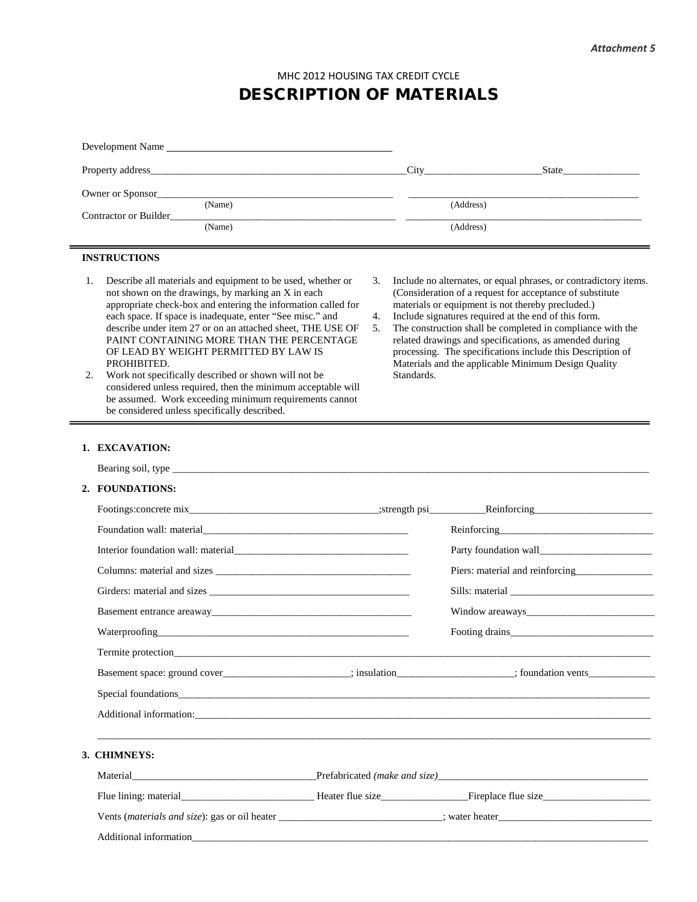*Attachment 5*

MHC 2012 HOUSING TAX CREDIT CYCLE

# DESCRIPTION OF MATERIALS

Development Name ____________________________________________

Property address__________________________________________________City______________________State_______________

Owner or Sponsor_____________________________________________ _____________________________________________
(Name) (Address)

Contractor or Builder__________________________________________ _____________________________________________
(Name) (Address)

---

**INSTRUCTIONS**

1. Describe all materials and equipment to be used, whether or not shown on the drawings, by marking an X in each appropriate check-box and entering the information called for each space. If space is inadequate, enter "See misc." and describe under item 27 or on an attached sheet, THE USE OF PAINT CONTAINING MORE THAN THE PERCENTAGE OF LEAD BY WEIGHT PERMITTED BY LAW IS PROHIBITED.
2. Work not specifically described or shown will not be considered unless required, then the minimum acceptable will be assumed. Work exceeding minimum requirements cannot be considered unless specifically described.
3. Include no alternates, or equal phrases, or contradictory items. (Consideration of a request for acceptance of substitute materials or equipment is not thereby precluded.)
4. Include signatures required at the end of this form.
5. The construction shall be completed in compliance with the related drawings and specifications, as amended during processing. The specifications include this Description of Materials and the applicable Minimum Design Quality Standards.

---

**1. EXCAVATION:**

Bearing soil, type ____________________________________________________________________________________________

**2. FOUNDATIONS:**

Footings:concrete mix____________________________________;strength psi___________Reinforcing_______________________

Foundation wall: material_________________________________________ Reinforcing______________________________

Interior foundation wall: material__________________________________ Party foundation wall______________________

Columns: material and sizes ______________________________________ Piers: material and reinforcing_______________

Girders: material and sizes ________________________________________ Sills: material ___________________________

Basement entrance areaway________________________________________ Window areaways________________________

Waterproofing___________________________________________________ Footing drains___________________________

Termite protection_____________________________________________________________________________________________

Basement space: ground cover_________________________; insulation______________________; foundation vents_____________

Special foundations_____________________________________________________________________________________________

Additional information:__________________________________________________________________________________________

__________________________________________________________________________________________________________

**3. CHIMNEYS:**

Material____________________________________Prefabricated *(make and size)*_________________________________________

Flue lining: material_________________________ Heater flue size________________Fireplace flue size_____________________

Vents (*materials and size*): gas or oil heater _______________________________; water heater______________________________

Additional information___________________________________________________________________________________________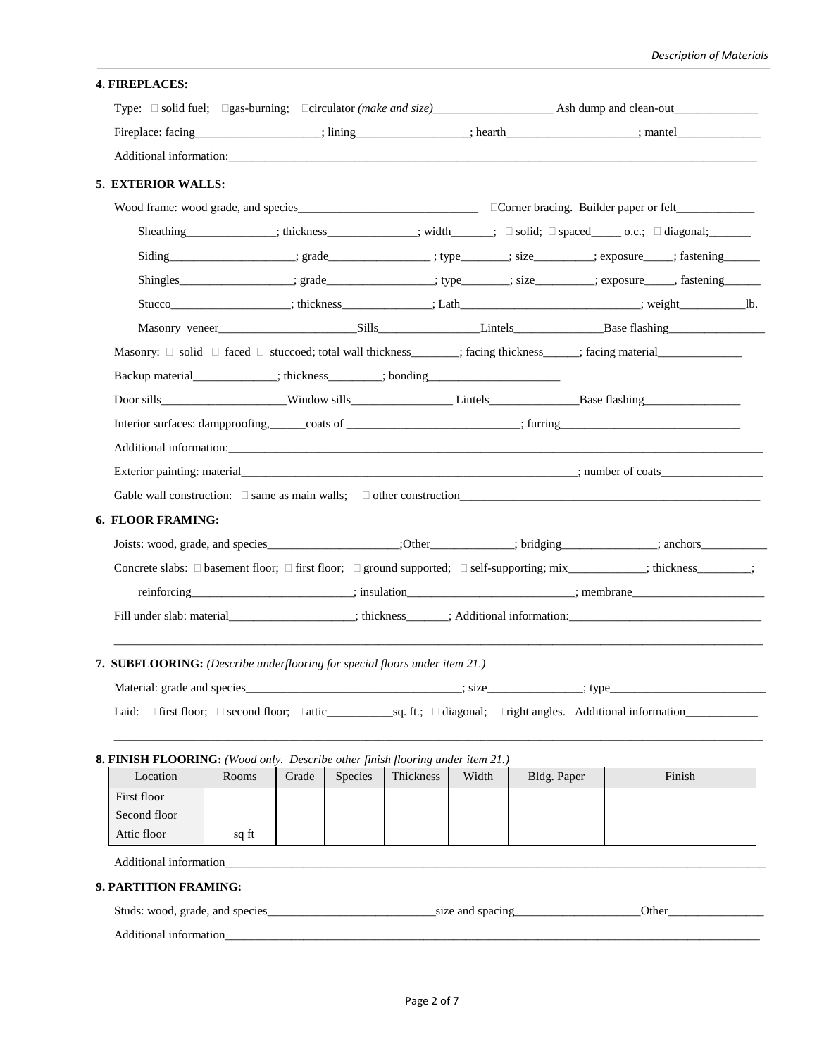**4. FIREPLACES:**

Type: ☐ solid fuel; ☐gas-burning; ☐circulator *(make and size)*____________________ Ash dump and clean-out______________

Fireplace: facing_____________________; lining___________________; hearth______________________; mantel______________

Additional information:_______________________________________________________________________________________

**5. EXTERIOR WALLS:**

Wood frame: wood grade, and species______________________________ ☐Corner bracing. Builder paper or felt_____________

Sheathing_______________; thickness_______________; width_______; ☐ solid; ☐ spaced_____ o.c.; ☐ diagonal;_______

Siding_____________________; grade_________________ ; type________; size__________; exposure_____; fastening______

Shingles___________________; grade__________________; type________; size__________; exposure_____, fastening______

Stucco____________________; thickness_______________; Lath______________________________; weight___________lb.

Masonry veneer_______________________Sills_________________Lintels_______________Base flashing_________________

Masonry: ☐ solid ☐ faced ☐ stuccoed; total wall thickness________; facing thickness______; facing material______________

Backup material______________; thickness_________; bonding______________________

Door sills_____________________Window sills_________________ Lintels_______________Base flashing_________________

Interior surfaces: dampproofing,______coats of _____________________________; furring______________________________

Additional information:_________________________________________________________________________________________

Exterior painting: material_____________________________________________________________; number of coats_________________

Gable wall construction: ☐ same as main walls; ☐ other construction____________________________________________________

**6. FLOOR FRAMING:**

Joists: wood, grade, and species______________________;Other______________; bridging________________; anchors___________

Concrete slabs: ☐ basement floor; ☐ first floor; ☐ ground supported; ☐ self-supporting; mix_____________; thickness_________;

reinforcing___________________________; insulation____________________________; membrane______________________

Fill under slab: material_____________________; thickness_______; Additional information:________________________________

_____________________________________________________________________________________________________________

**7. SUBFLOORING:** *(Describe underflooring for special floors under item 21.)*

Material: grade and species____________________________________; size________________; type__________________________

Laid: ☐ first floor; ☐ second floor; ☐ attic___________sq. ft.; ☐ diagonal; ☐ right angles. Additional information____________

_____________________________________________________________________________________________________________

**8. FINISH FLOORING:** *(Wood only. Describe other finish flooring under item 21.)*

| Location | Rooms | Grade | Species | Thickness | Width | Bldg. Paper | Finish |
|---|---|---|---|---|---|---|---|
| First floor | | | | | | | |
| Second floor | | | | | | | |
| Attic floor | sq ft | | | | | | |

Additional information_______________________________________________________________________________________________

**9. PARTITION FRAMING:**

Studs: wood, grade, and species____________________________size and spacing_____________________Other________________

Additional information_______________________________________________________________________________________________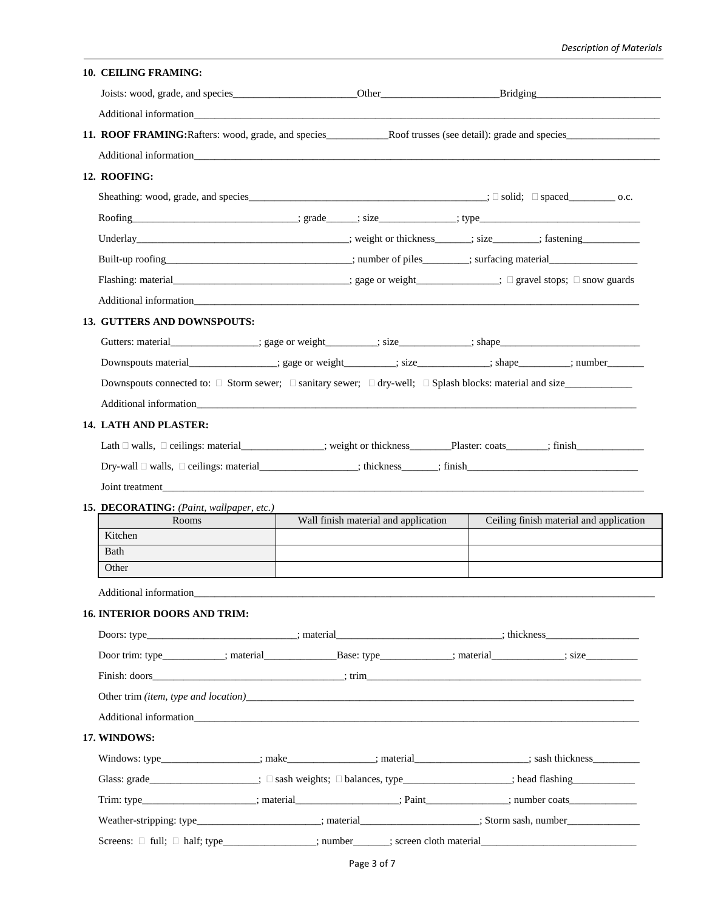**10. CEILING FRAMING:**

Joists: wood, grade, and species________________________Other______________________Bridging________________________

Additional information________________________________________________________________________________________

**11. ROOF FRAMING:** Rafters: wood, grade, and species____________Roof trusses (see detail): grade and species__________________

Additional information________________________________________________________________________________________

**12. ROOFING:**

Sheathing: wood, grade, and species_______________________________________________; ☐ solid; ☐ spaced________ o.c.

Roofing________________________________; grade______; size______________; type_______________________________

Underlay________________________________________; weight or thickness_______; size________; fastening___________

Built-up roofing____________________________________; number of piles________; surfacing material_________________

Flashing: material__________________________________; gage or weight________________; ☐ gravel stops; ☐ snow guards

Additional information_____________________________________________________________________________________

**13. GUTTERS AND DOWNSPOUTS:**

Gutters: material________________; gage or weight_________; size______________; shape___________________________

Downspouts material________________; gage or weight_________; size______________; shape__________; number_______

Downspouts connected to: ☐ Storm sewer; ☐ sanitary sewer; ☐ dry-well; ☐ Splash blocks: material and size_____________

Additional information_____________________________________________________________________________________

**14. LATH AND PLASTER:**

Lath ☐ walls, ☐ ceilings: material_______________; weight or thickness________Plaster: coats________; finish_____________

Dry-wall ☐ walls, ☐ ceilings: material__________________; thickness_______; finish_________________________________

Joint treatment_________________________________________________________________________________________

**15. DECORATING:** *(Paint, wallpaper, etc.)*

| Rooms | Wall finish material and application | Ceiling finish material and application |
|---|---|---|
| Kitchen | | |
| Bath | | |
| Other | | |

Additional information______________________________________________________________________________________

**16. INTERIOR DOORS AND TRIM:**

Doors: type____________________________; material_______________________________; thickness__________________

Door trim: type____________; material______________Base: type______________; material______________; size__________

Finish: doors_____________________________________; trim_____________________________________________________

Other trim *(item, type and location)*____________________________________________________________________________

Additional information_____________________________________________________________________________________

**17. WINDOWS:**

Windows: type__________________; make_________________; material_____________________; sash thickness_________

Glass: grade_____________________; ☐ sash weights; ☐ balances, type_____________________; head flashing____________

Trim: type_____________________; material____________________; Paint________________; number coats_____________

Weather-stripping: type________________________; material______________________; Storm sash, number______________

Screens: ☐ full; ☐ half; type__________________; number_______; screen cloth material______________________________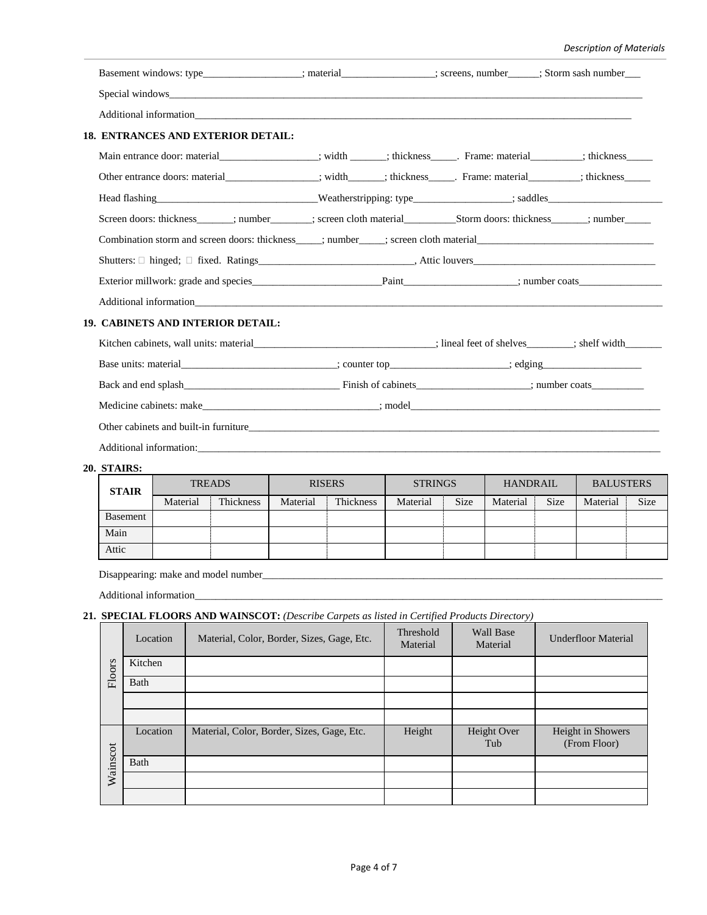Basement windows: type___________________; material_________________; screens, number______; Storm sash number___

Special windows_______________________________________________________________________________________________

Additional information_________________________________________________________________________________________

**18. ENTRANCES AND EXTERIOR DETAIL:**

Main entrance door: material___________________; width _______; thickness_____. Frame: material__________; thickness_____

Other entrance doors: material__________________; width_______; thickness_____. Frame: material__________; thickness_____

Head flashing_______________________________Weatherstripping: type___________________; saddles_______________________

Screen doors: thickness_______; number________; screen cloth material__________Storm doors: thickness_______; number_____

Combination storm and screen doors: thickness_____; number_____; screen cloth material__________________________________

Shutters: ☐ hinged; ☐ fixed. Ratings______________________________, Attic louvers___________________________________

Exterior millwork: grade and species_________________________Paint______________________; number coats________________

Additional information_________________________________________________________________________________________

**19. CABINETS AND INTERIOR DETAIL:**

Kitchen cabinets, wall units: material___________________________________; lineal feet of shelves_________; shelf width_______

Base units: material______________________________; counter top_______________________; edging___________________

Back and end splash______________________________ Finish of cabinets______________________; number coats__________

Medicine cabinets: make__________________________________; model__________________________________________________

Other cabinets and built-in furniture_______________________________________________________________________________

Additional information:________________________________________________________________________________________

**20. STAIRS:**

| STAIR | TREADS | | RISERS | | STRINGS | | HANDRAIL | | BALUSTERS | |
|---|---|---|---|---|---|---|---|---|---|---|
| | Material | Thickness | Material | Thickness | Material | Size | Material | Size | Material | Size |
| Basement | | | | | | | | | | |
| Main | | | | | | | | | | |
| Attic | | | | | | | | | | |

Disappearing: make and model number_____________________________________________________________________________

Additional information_________________________________________________________________________________________

**21. SPECIAL FLOORS AND WAINSCOT:** *(Describe Carpets as listed in Certified Products Directory)*

| | Location | Material, Color, Border, Sizes, Gage, Etc. | Threshold Material | Wall Base Material | Underfloor Material |
|---|---|---|---|---|---|
| Floors | Kitchen | | | | |
| | Bath | | | | |
| | | | | | |
| | | | | | |
| Wainscot | **Location** | **Material, Color, Border, Sizes, Gage, Etc.** | **Height** | **Height Over Tub** | **Height in Showers (From Floor)** |
| | Bath | | | | |
| | | | | | |
| | | | | | |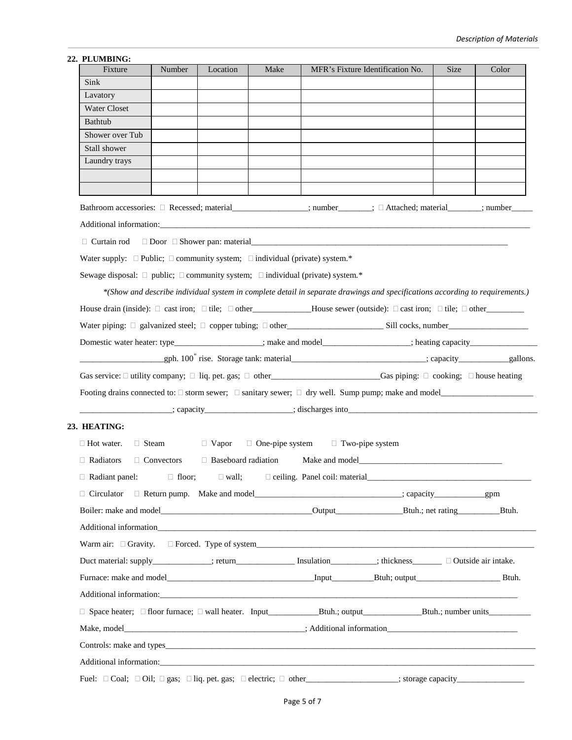## 22. PLUMBING:

| Fixture | Number | Location | Make | MFR's Fixture Identification No. | Size | Color |
|---|---|---|---|---|---|---|
| Sink | | | | | | |
| Lavatory | | | | | | |
| Water Closet | | | | | | |
| Bathtub | | | | | | |
| Shower over Tub | | | | | | |
| Stall shower | | | | | | |
| Laundry trays | | | | | | |
| | | | | | | |
| | | | | | | |

Bathroom accessories: □ Recessed; material_________________; number_______; □ Attached; material_______; number_____

Additional information:___________________________________________________________________________________

□ Curtain rod □ Door □ Shower pan: material___________________________________________________________

Water supply: □ Public; □ community system; □ individual (private) system.*

Sewage disposal: □ public; □ community system; □ individual (private) system.*

*\*(Show and describe individual system in complete detail in separate drawings and specifications according to requirements.)*

House drain (inside): □ cast iron; □ tile; □ other_____________House sewer (outside): □ cast iron; □ tile; □ other________

Water piping: □ galvanized steel; □ copper tubing; □ other______________________ Sill cocks, number__________________

Domestic water heater: type____________________; make and model____________________; heating capacity________________

___________________gph. 100" rise. Storage tank: material_______________________________; capacity___________gallons.

Gas service: □ utility company; □ liq. pet. gas; □ other_________________________Gas piping: □ cooking; □ house heating

Footing drains connected to: □ storm sewer; □ sanitary sewer; □ dry well. Sump pump; make and model_____________________

_____________________; capacity____________________; discharges into_____________________________________________

## 23. HEATING:

□ Hot water. □ Steam □ Vapor □ One-pipe system □ Two-pipe system

□ Radiators □ Convectors □ Baseboard radiation Make and model_________________________________

□ Radiant panel: □ floor; □ wall; □ ceiling. Panel coil: material______________________________________

□ Circulator □ Return pump. Make and model__________________________________; capacity___________gpm

Boiler: make and model___________________________________Output_______________Btuh.; net rating_________Btuh.

Additional information___________________________________________________________________________________

Warm air: □ Gravity. □ Forced. Type of system__________________________________________________________________

Duct material: supply_____________; return_____________ Insulation__________; thickness_______ □ Outside air intake.

Furnace: make and model__________________________________Input_________Btuh; output___________________ Btuh.

Additional information:_______________________________________________________________________________

□ Space heater; □ floor furnace; □ wall heater. Input___________Btuh.; output_____________Btuh.; number units_________

Make, model__________________________________________; Additional information_______________________________

Controls: make and types_______________________________________________________________________________

Additional information:_________________________________________________________________________________

Fuel: □ Coal; □ Oil; □ gas; □ liq. pet. gas; □ electric; □ other_____________________; storage capacity________________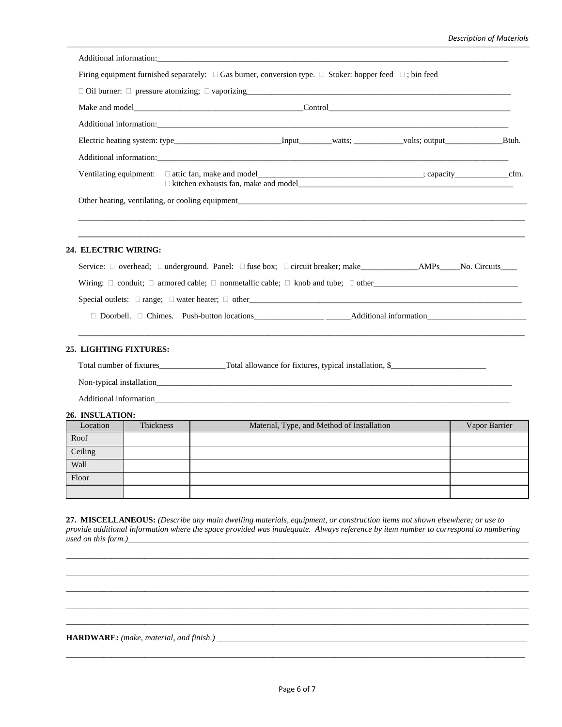Additional information:\_\_\_\_\_\_\_\_\_\_\_\_\_\_\_\_\_\_\_\_\_\_\_\_\_\_\_\_\_\_\_\_\_\_\_\_\_\_\_\_\_\_\_\_\_\_\_\_\_\_\_\_\_\_\_\_\_\_\_\_

Firing equipment furnished separately: ☐ Gas burner, conversion type. ☐ Stoker: hopper feed ☐; bin feed

☐ Oil burner: ☐ pressure atomizing; ☐ vaporizing\_\_\_\_\_\_\_\_\_\_\_\_\_\_\_\_\_\_\_\_\_\_\_\_\_\_\_\_\_\_\_\_\_\_\_\_\_\_\_\_\_\_\_\_

Make and model\_\_\_\_\_\_\_\_\_\_\_\_\_\_\_\_\_\_\_\_\_\_\_\_\_\_\_\_\_\_Control\_\_\_\_\_\_\_\_\_\_\_\_\_\_\_\_\_\_\_\_\_\_\_\_\_\_\_\_\_\_\_\_\_\_

Additional information:\_\_\_\_\_\_\_\_\_\_\_\_\_\_\_\_\_\_\_\_\_\_\_\_\_\_\_\_\_\_\_\_\_\_\_\_\_\_\_\_\_\_\_\_\_\_\_\_\_\_\_\_\_\_\_\_\_\_\_\_

Electric heating system: type\_\_\_\_\_\_\_\_\_\_\_\_\_\_\_\_\_\_\_Input\_\_\_\_\_\_\_\_watts; \_\_\_\_\_\_\_\_\_\_volts; output\_\_\_\_\_\_\_\_\_\_\_\_Btuh.

Additional information:\_\_\_\_\_\_\_\_\_\_\_\_\_\_\_\_\_\_\_\_\_\_\_\_\_\_\_\_\_\_\_\_\_\_\_\_\_\_\_\_\_\_\_\_\_\_\_\_\_\_\_\_\_\_\_\_\_\_\_\_

Ventilating equipment: ☐ attic fan, make and model\_\_\_\_\_\_\_\_\_\_\_\_\_\_\_\_\_\_\_\_\_\_\_\_\_\_\_\_\_\_; capacity\_\_\_\_\_\_\_\_\_\_\_cfm.
☐ kitchen exhausts fan, make and model\_\_\_\_\_\_\_\_\_\_\_\_\_\_\_\_\_\_\_\_\_\_\_\_\_\_\_\_\_\_\_\_\_\_\_\_\_\_\_\_

Other heating, ventilating, or cooling equipment\_\_\_\_\_\_\_\_\_\_\_\_\_\_\_\_\_\_\_\_\_\_\_\_\_\_\_\_\_\_\_\_\_\_\_\_\_\_\_\_\_\_\_\_\_\_

## 24. ELECTRIC WIRING:

Service: ☐ overhead; ☐ underground. Panel: ☐ fuse box; ☐ circuit breaker; make\_\_\_\_\_\_\_\_\_\_\_\_AMPs\_\_\_\_\_No. Circuits\_\_\_\_

Wiring: ☐ conduit; ☐ armored cable; ☐ nonmetallic cable; ☐ knob and tube; ☐ other\_\_\_\_\_\_\_\_\_\_\_\_\_\_\_\_\_\_\_\_\_\_\_\_\_\_\_\_

Special outlets: ☐ range; ☐ water heater; ☐ other\_\_\_\_\_\_\_\_\_\_\_\_\_\_\_\_\_\_\_\_\_\_\_\_\_\_\_\_\_\_\_\_\_\_\_\_\_\_\_\_\_\_\_\_\_\_\_

☐ Doorbell. ☐ Chimes. Push-button locations\_\_\_\_\_\_\_\_\_\_\_\_\_\_\_ \_\_\_\_\_\_Additional information\_\_\_\_\_\_\_\_\_\_\_\_\_\_\_\_\_\_\_\_\_

## 25. LIGHTING FIXTURES:

Total number of fixtures\_\_\_\_\_\_\_\_\_\_\_\_\_\_Total allowance for fixtures, typical installation, $\_\_\_\_\_\_\_\_\_\_\_\_\_\_\_\_\_\_\_\_

Non-typical installation\_\_\_\_\_\_\_\_\_\_\_\_\_\_\_\_\_\_\_\_\_\_\_\_\_\_\_\_\_\_\_\_\_\_\_\_\_\_\_\_\_\_\_\_\_\_\_\_\_\_\_\_\_\_\_\_\_\_\_\_\_\_\_\_\_\_

Additional information\_\_\_\_\_\_\_\_\_\_\_\_\_\_\_\_\_\_\_\_\_\_\_\_\_\_\_\_\_\_\_\_\_\_\_\_\_\_\_\_\_\_\_\_\_\_\_\_\_\_\_\_\_\_\_\_\_\_\_\_\_\_\_\_\_\_\_

## 26. INSULATION:

| Location | Thickness | Material, Type, and Method of Installation | Vapor Barrier |
|---|---|---|---|
| Roof | | | |
| Ceiling | | | |
| Wall | | | |
| Floor | | | |
| | | | |

**27. MISCELLANEOUS:** *(Describe any main dwelling materials, equipment, or construction items not shown elsewhere; or use to provide additional information where the space provided was inadequate. Always reference by item number to correspond to numbering used on this form.)*\_\_\_\_\_\_\_\_\_\_\_\_\_\_\_\_\_\_\_\_\_\_\_\_\_\_\_\_\_\_\_\_\_\_\_\_\_\_\_\_\_\_\_\_\_\_\_\_\_\_\_\_\_\_\_\_\_\_\_\_\_\_\_\_

**HARDWARE:** *(make, material, and finish.)* \_\_\_\_\_\_\_\_\_\_\_\_\_\_\_\_\_\_\_\_\_\_\_\_\_\_\_\_\_\_\_\_\_\_\_\_\_\_\_\_\_\_\_\_\_\_\_\_\_\_\_\_\_\_\_\_\_\_\_\_\_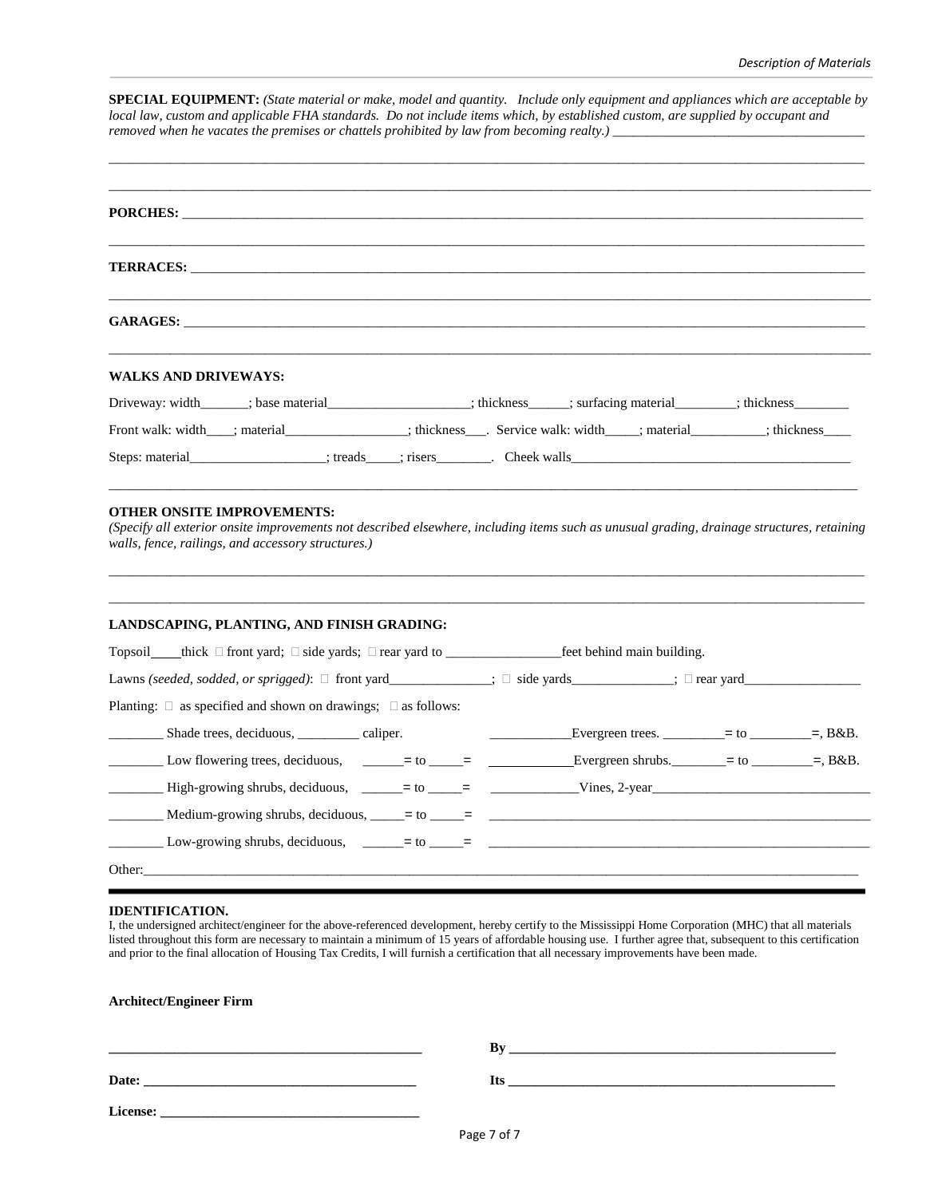**SPECIAL EQUIPMENT:** *(State material or make, model and quantity. Include only equipment and appliances which are acceptable by local law, custom and applicable FHA standards. Do not include items which, by established custom, are supplied by occupant and removed when he vacates the premises or chattels prohibited by law from becoming realty.)* ___________________________________

___________________________________________________________________________________________________

___________________________________________________________________________________________________

**PORCHES:** ___________________________________________________________________________________________

___________________________________________________________________________________________________

**TERRACES:** __________________________________________________________________________________________

___________________________________________________________________________________________________

**GARAGES:** ___________________________________________________________________________________________

___________________________________________________________________________________________________

**WALKS AND DRIVEWAYS:**

Driveway: width_______; base material_____________________; thickness______; surfacing material_________; thickness________

Front walk: width____; material__________________; thickness___. Service walk: width_____; material___________; thickness____

Steps: material____________________; treads_____; risers________. Cheek walls__________________________________________

___________________________________________________________________________________________________

**OTHER ONSITE IMPROVEMENTS:**

*(Specify all exterior onsite improvements not described elsewhere, including items such as unusual grading, drainage structures, retaining walls, fence, railings, and accessory structures.)*

___________________________________________________________________________________________________

___________________________________________________________________________________________________

**LANDSCAPING, PLANTING, AND FINISH GRADING:**

Topsoil____thick ☐ front yard; ☐ side yards; ☐ rear yard to _________________feet behind main building.

Lawns *(seeded, sodded, or sprigged)*: ☐ front yard_______________; ☐ side yards_______________; ☐ rear yard_________________

Planting: ☐ as specified and shown on drawings; ☐ as follows:

________ Shade trees, deciduous, _________ caliper. ____________Evergreen trees. _________= to _________=, B&B.

________ Low flowering trees, deciduous, ______= to _____= ____________Evergreen shrubs.________= to _________=, B&B.

________ High-growing shrubs, deciduous, ______= to _____= ____________Vines, 2-year_______________________________

________ Medium-growing shrubs, deciduous, _____= to _____= ______________________________________________________

________ Low-growing shrubs, deciduous, ______= to _____= ______________________________________________________

Other:_____________________________________________________________________________________________

**IDENTIFICATION.**

I, the undersigned architect/engineer for the above-referenced development, hereby certify to the Mississippi Home Corporation (MHC) that all materials listed throughout this form are necessary to maintain a minimum of 15 years of affordable housing use. I further agree that, subsequent to this certification and prior to the final allocation of Housing Tax Credits, I will furnish a certification that all necessary improvements have been made.

**Architect/Engineer Firm**

**______________________________________________** **By ________________________________________________**

**Date: ________________________________________** **Its ________________________________________________**

**License: ______________________________________**